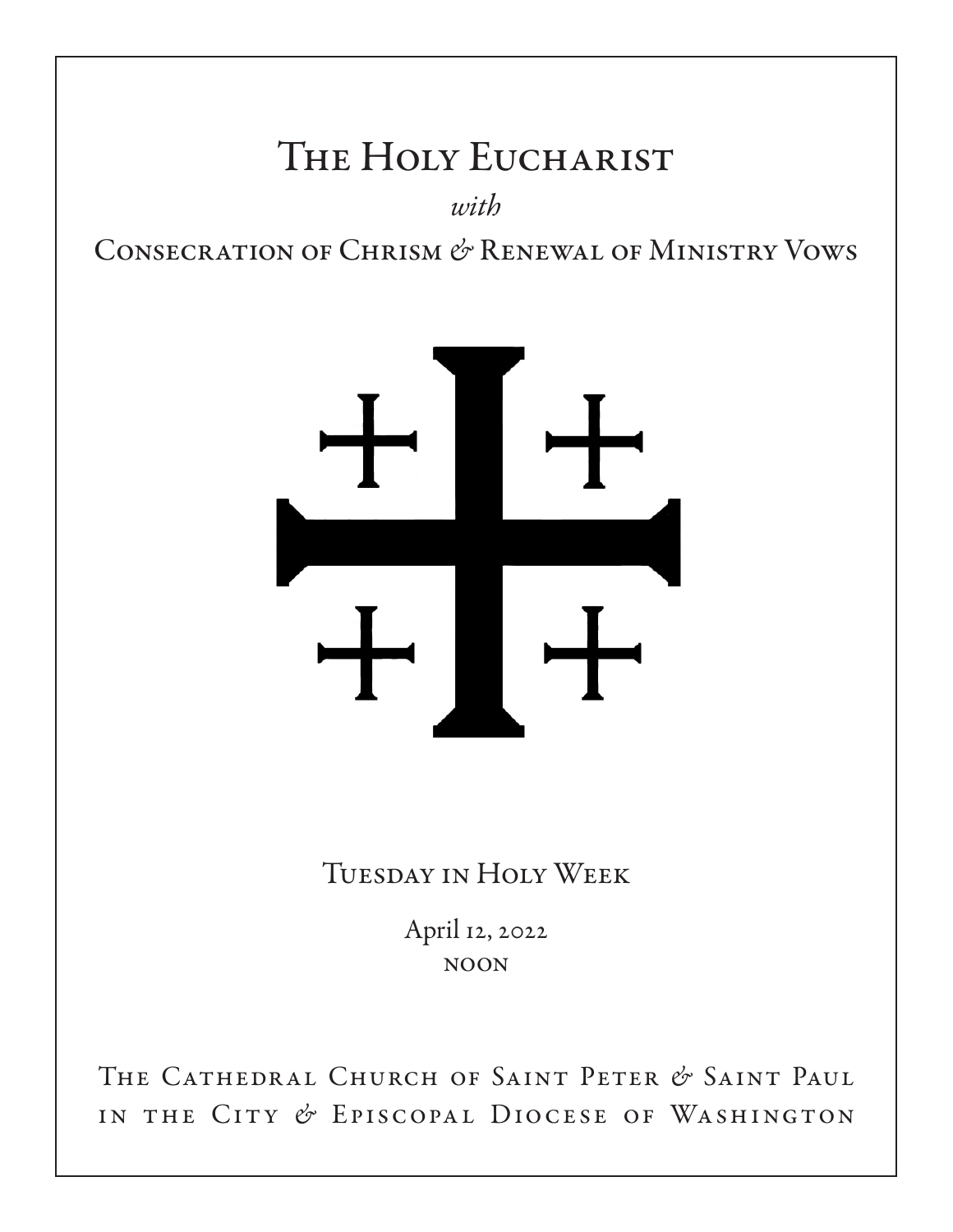# The Holy Eucharist

*with*

## Consecration of Chrism & Renewal of Ministry Vows

Tuesday in Holy Week

April 12, 2022

noon

The Cathedral Church of Saint Peter & Saint Paul
in the City & Episcopal Diocese of Washington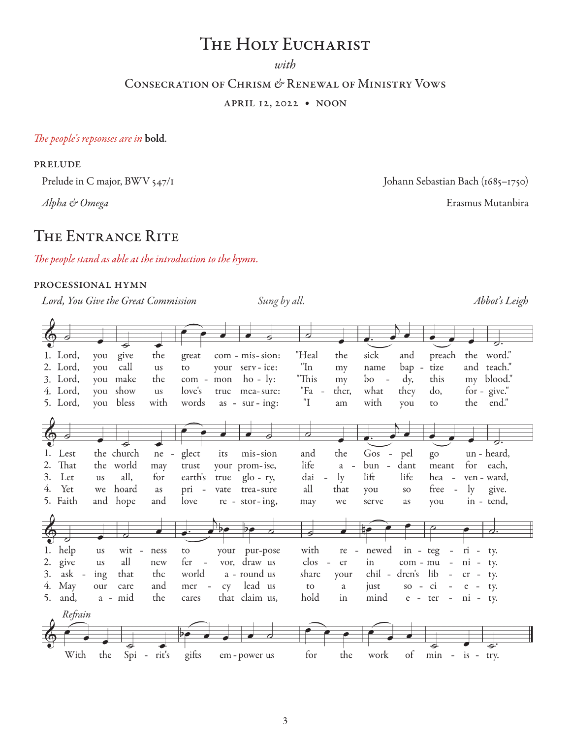# The Holy Eucharist

*with*

## Consecration of Chrism & Renewal of Ministry Vows

APRIL 12, 2022 • NOON

*The people's repsonses are in* **bold**.

### PRELUDE

Prelude in C major, BWV 547/1 — Johann Sebastian Bach (1685–1750)

*Alpha & Omega* — Erasmus Mutanbira

## The Entrance Rite

*The people stand as able at the introduction to the hymn.*

### PROCESSIONAL HYMN

*Lord, You Give the Great Commission* — *Sung by all.* — *Abbot's Leigh*

1. Lord, you give the great commission: "Heal the sick and preach the word." Lest the church neglect its mission and the Gospel go unheard, help us witness to your purpose with renewed integrity.
2. Lord, you call us to your service: "In my name baptize and teach." That the world may trust your promise, life abundant meant for each, give us all new fervor, draw us closer in community.
3. Lord, you make the common holy: "This my body, this my blood." Let us all, for earth's true glory, daily lift life heavenward, asking that the world around us share your children's liberty.
4. Lord, you show us love's true measure: "Father, what they do, forgive." Yet we hoard as private treasure all that you so freely give. May our care and mercy lead us to a just society.
5. Lord, you bless with words assuring: "I am with you to the end." Faith and hope and love restoring, may we serve as you intend, and, amid the cares that claim us, hold in mind eternity.

*Refrain*

With the Spirit's gifts empower us for the work of ministry.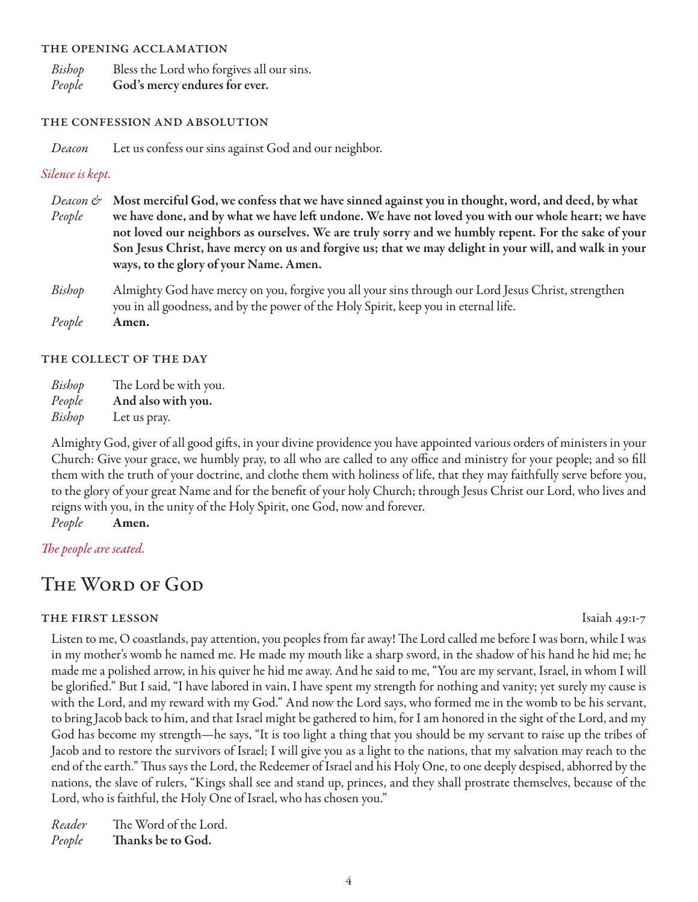### The Opening Acclamation

*Bishop* Bless the Lord who forgives all our sins.
*People* **God's mercy endures for ever.**

### The Confession and Absolution

*Deacon* Let us confess our sins against God and our neighbor.

*Silence is kept.*

*Deacon & People* **Most merciful God, we confess that we have sinned against you in thought, word, and deed, by what we have done, and by what we have left undone. We have not loved you with our whole heart; we have not loved our neighbors as ourselves. We are truly sorry and we humbly repent. For the sake of your Son Jesus Christ, have mercy on us and forgive us; that we may delight in your will, and walk in your ways, to the glory of your Name. Amen.**

*Bishop* Almighty God have mercy on you, forgive you all your sins through our Lord Jesus Christ, strengthen you in all goodness, and by the power of the Holy Spirit, keep you in eternal life.
*People* **Amen.**

### The Collect of the Day

*Bishop* The Lord be with you.
*People* **And also with you.**
*Bishop* Let us pray.

Almighty God, giver of all good gifts, in your divine providence you have appointed various orders of ministers in your Church: Give your grace, we humbly pray, to all who are called to any office and ministry for your people; and so fill them with the truth of your doctrine, and clothe them with holiness of life, that they may faithfully serve before you, to the glory of your great Name and for the benefit of your holy Church; through Jesus Christ our Lord, who lives and reigns with you, in the unity of the Holy Spirit, one God, now and forever.
*People* **Amen.**

*The people are seated.*

## The Word of God

### The First Lesson — Isaiah 49:1-7

Listen to me, O coastlands, pay attention, you peoples from far away! The Lord called me before I was born, while I was in my mother's womb he named me. He made my mouth like a sharp sword, in the shadow of his hand he hid me; he made me a polished arrow, in his quiver he hid me away. And he said to me, "You are my servant, Israel, in whom I will be glorified." But I said, "I have labored in vain, I have spent my strength for nothing and vanity; yet surely my cause is with the Lord, and my reward with my God." And now the Lord says, who formed me in the womb to be his servant, to bring Jacob back to him, and that Israel might be gathered to him, for I am honored in the sight of the Lord, and my God has become my strength—he says, "It is too light a thing that you should be my servant to raise up the tribes of Jacob and to restore the survivors of Israel; I will give you as a light to the nations, that my salvation may reach to the end of the earth." Thus says the Lord, the Redeemer of Israel and his Holy One, to one deeply despised, abhorred by the nations, the slave of rulers, "Kings shall see and stand up, princes, and they shall prostrate themselves, because of the Lord, who is faithful, the Holy One of Israel, who has chosen you."

*Reader* The Word of the Lord.
*People* **Thanks be to God.**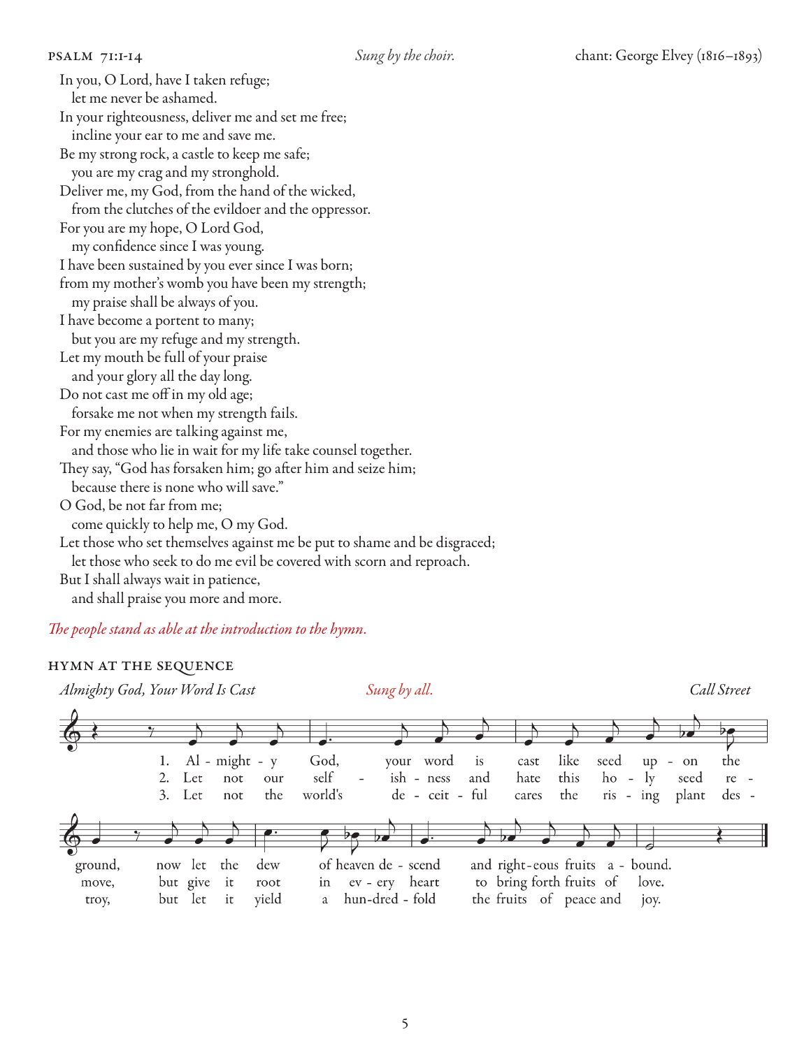PSALM 71:1-14 *Sung by the choir.* chant: George Elvey (1816–1893)

In you, O Lord, have I taken refuge;
let me never be ashamed.
In your righteousness, deliver me and set me free;
incline your ear to me and save me.
Be my strong rock, a castle to keep me safe;
you are my crag and my stronghold.
Deliver me, my God, from the hand of the wicked,
from the clutches of the evildoer and the oppressor.
For you are my hope, O Lord God,
my confidence since I was young.
I have been sustained by you ever since I was born;
from my mother's womb you have been my strength;
my praise shall be always of you.
I have become a portent to many;
but you are my refuge and my strength.
Let my mouth be full of your praise
and your glory all the day long.
Do not cast me off in my old age;
forsake me not when my strength fails.
For my enemies are talking against me,
and those who lie in wait for my life take counsel together.
They say, "God has forsaken him; go after him and seize him;
because there is none who will save."
O God, be not far from me;
come quickly to help me, O my God.
Let those who set themselves against me be put to shame and be disgraced;
let those who seek to do me evil be covered with scorn and reproach.
But I shall always wait in patience,
and shall praise you more and more.

*The people stand as able at the introduction to the hymn.*

HYMN AT THE SEQUENCE

*Almighty God, Your Word Is Cast* *Sung by all.* *Call Street*

1. Almighty God, your word is cast like seed upon the ground, now let the dew of heaven descend and righteous fruits abound.
2. Let not our selfishness and hate this holy seed remove, but give it root in every heart to bring forth fruits of love.
3. Let not the world's deceitful cares the rising plant destroy, but let it yield a hundredfold the fruits of peace and joy.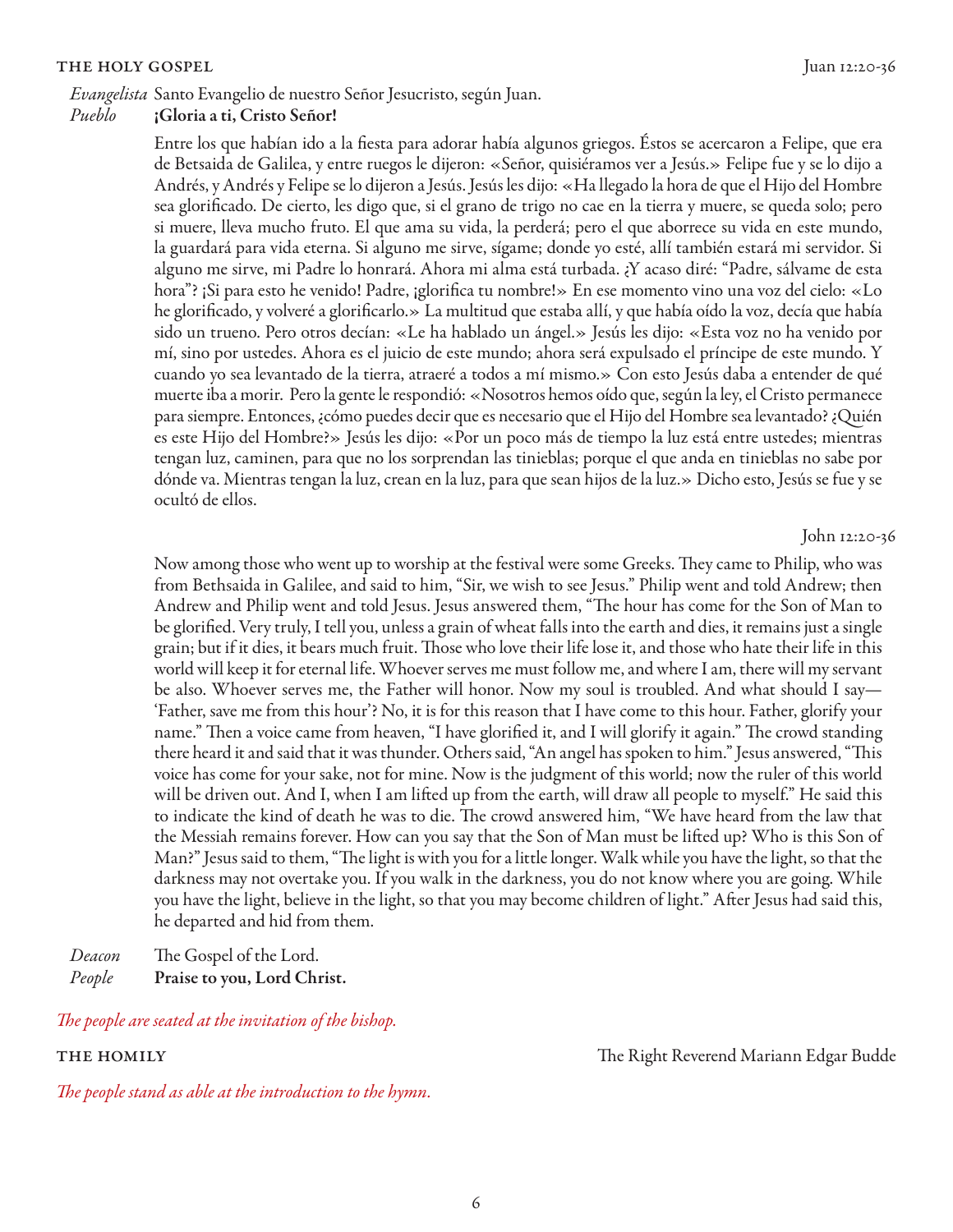## THE HOLY GOSPEL

Juan 12:20-36

*Evangelista* Santo Evangelio de nuestro Señor Jesucristo, según Juan.

*Pueblo* **¡Gloria a ti, Cristo Señor!**

Entre los que habían ido a la fiesta para adorar había algunos griegos. Éstos se acercaron a Felipe, que era de Betsaida de Galilea, y entre ruegos le dijeron: «Señor, quisiéramos ver a Jesús.» Felipe fue y se lo dijo a Andrés, y Andrés y Felipe se lo dijeron a Jesús. Jesús les dijo: «Ha llegado la hora de que el Hijo del Hombre sea glorificado. De cierto, les digo que, si el grano de trigo no cae en la tierra y muere, se queda solo; pero si muere, lleva mucho fruto. El que ama su vida, la perderá; pero el que aborrece su vida en este mundo, la guardará para vida eterna. Si alguno me sirve, sígame; donde yo esté, allí también estará mi servidor. Si alguno me sirve, mi Padre lo honrará. Ahora mi alma está turbada. ¿Y acaso diré: "Padre, sálvame de esta hora"? ¡Si para esto he venido! Padre, ¡glorifica tu nombre!» En ese momento vino una voz del cielo: «Lo he glorificado, y volveré a glorificarlo.» La multitud que estaba allí, y que había oído la voz, decía que había sido un trueno. Pero otros decían: «Le ha hablado un ángel.» Jesús les dijo: «Esta voz no ha venido por mí, sino por ustedes. Ahora es el juicio de este mundo; ahora será expulsado el príncipe de este mundo. Y cuando yo sea levantado de la tierra, atraeré a todos a mí mismo.» Con esto Jesús daba a entender de qué muerte iba a morir. Pero la gente le respondió: «Nosotros hemos oído que, según la ley, el Cristo permanece para siempre. Entonces, ¿cómo puedes decir que es necesario que el Hijo del Hombre sea levantado? ¿Quién es este Hijo del Hombre?» Jesús les dijo: «Por un poco más de tiempo la luz está entre ustedes; mientras tengan luz, caminen, para que no los sorprendan las tinieblas; porque el que anda en tinieblas no sabe por dónde va. Mientras tengan la luz, crean en la luz, para que sean hijos de la luz.» Dicho esto, Jesús se fue y se ocultó de ellos.

John 12:20-36

Now among those who went up to worship at the festival were some Greeks. They came to Philip, who was from Bethsaida in Galilee, and said to him, "Sir, we wish to see Jesus." Philip went and told Andrew; then Andrew and Philip went and told Jesus. Jesus answered them, "The hour has come for the Son of Man to be glorified. Very truly, I tell you, unless a grain of wheat falls into the earth and dies, it remains just a single grain; but if it dies, it bears much fruit. Those who love their life lose it, and those who hate their life in this world will keep it for eternal life. Whoever serves me must follow me, and where I am, there will my servant be also. Whoever serves me, the Father will honor. Now my soul is troubled. And what should I say— 'Father, save me from this hour'? No, it is for this reason that I have come to this hour. Father, glorify your name." Then a voice came from heaven, "I have glorified it, and I will glorify it again." The crowd standing there heard it and said that it was thunder. Others said, "An angel has spoken to him." Jesus answered, "This voice has come for your sake, not for mine. Now is the judgment of this world; now the ruler of this world will be driven out. And I, when I am lifted up from the earth, will draw all people to myself." He said this to indicate the kind of death he was to die. The crowd answered him, "We have heard from the law that the Messiah remains forever. How can you say that the Son of Man must be lifted up? Who is this Son of Man?" Jesus said to them, "The light is with you for a little longer. Walk while you have the light, so that the darkness may not overtake you. If you walk in the darkness, you do not know where you are going. While you have the light, believe in the light, so that you may become children of light." After Jesus had said this, he departed and hid from them.

*Deacon* The Gospel of the Lord.

*People* **Praise to you, Lord Christ.**

*The people are seated at the invitation of the bishop.*

## THE HOMILY

The Right Reverend Mariann Edgar Budde

*The people stand as able at the introduction to the hymn.*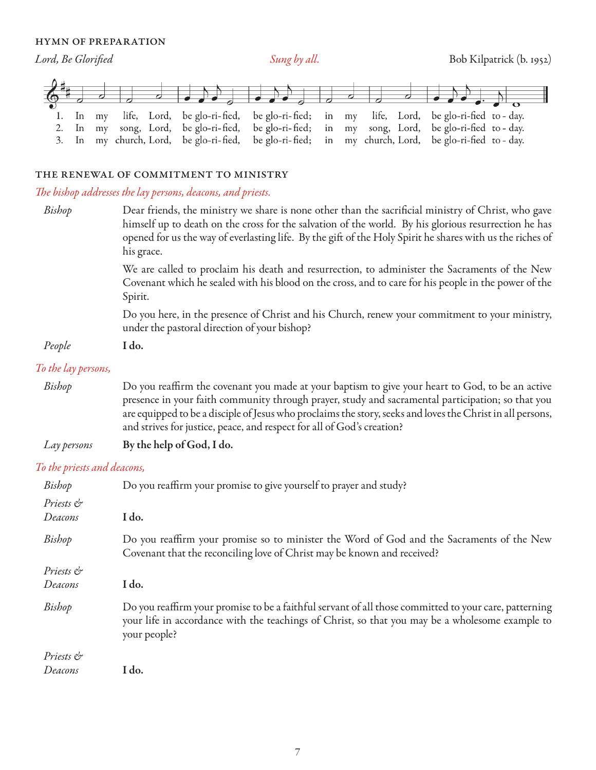### HYMN OF PREPARATION

*Lord, Be Glorified* — *Sung by all.* — Bob Kilpatrick (b. 1952)

1. In my life, Lord, be glo-ri-fied, be glo-ri-fied; in my life, Lord, be glo-ri-fied to-day.
2. In my song, Lord, be glo-ri-fied, be glo-ri-fied; in my song, Lord, be glo-ri-fied to-day.
3. In my church, Lord, be glo-ri-fied, be glo-ri-fied; in my church, Lord, be glo-ri-fied to-day.

### THE RENEWAL OF COMMITMENT TO MINISTRY

*The bishop addresses the lay persons, deacons, and priests.*

*Bishop* Dear friends, the ministry we share is none other than the sacrificial ministry of Christ, who gave himself up to death on the cross for the salvation of the world. By his glorious resurrection he has opened for us the way of everlasting life. By the gift of the Holy Spirit he shares with us the riches of his grace.

We are called to proclaim his death and resurrection, to administer the Sacraments of the New Covenant which he sealed with his blood on the cross, and to care for his people in the power of the Spirit.

Do you here, in the presence of Christ and his Church, renew your commitment to your ministry, under the pastoral direction of your bishop?

*People* **I do.**

*To the lay persons,*

*Bishop* Do you reaffirm the covenant you made at your baptism to give your heart to God, to be an active presence in your faith community through prayer, study and sacramental participation; so that you are equipped to be a disciple of Jesus who proclaims the story, seeks and loves the Christ in all persons, and strives for justice, peace, and respect for all of God's creation?

*Lay persons* **By the help of God, I do.**

*To the priests and deacons,*

*Bishop* Do you reaffirm your promise to give yourself to prayer and study?

*Priests & Deacons* **I do.**

*Bishop* Do you reaffirm your promise so to minister the Word of God and the Sacraments of the New Covenant that the reconciling love of Christ may be known and received?

*Priests & Deacons* **I do.**

*Bishop* Do you reaffirm your promise to be a faithful servant of all those committed to your care, patterning your life in accordance with the teachings of Christ, so that you may be a wholesome example to your people?

*Priests & Deacons* **I do.**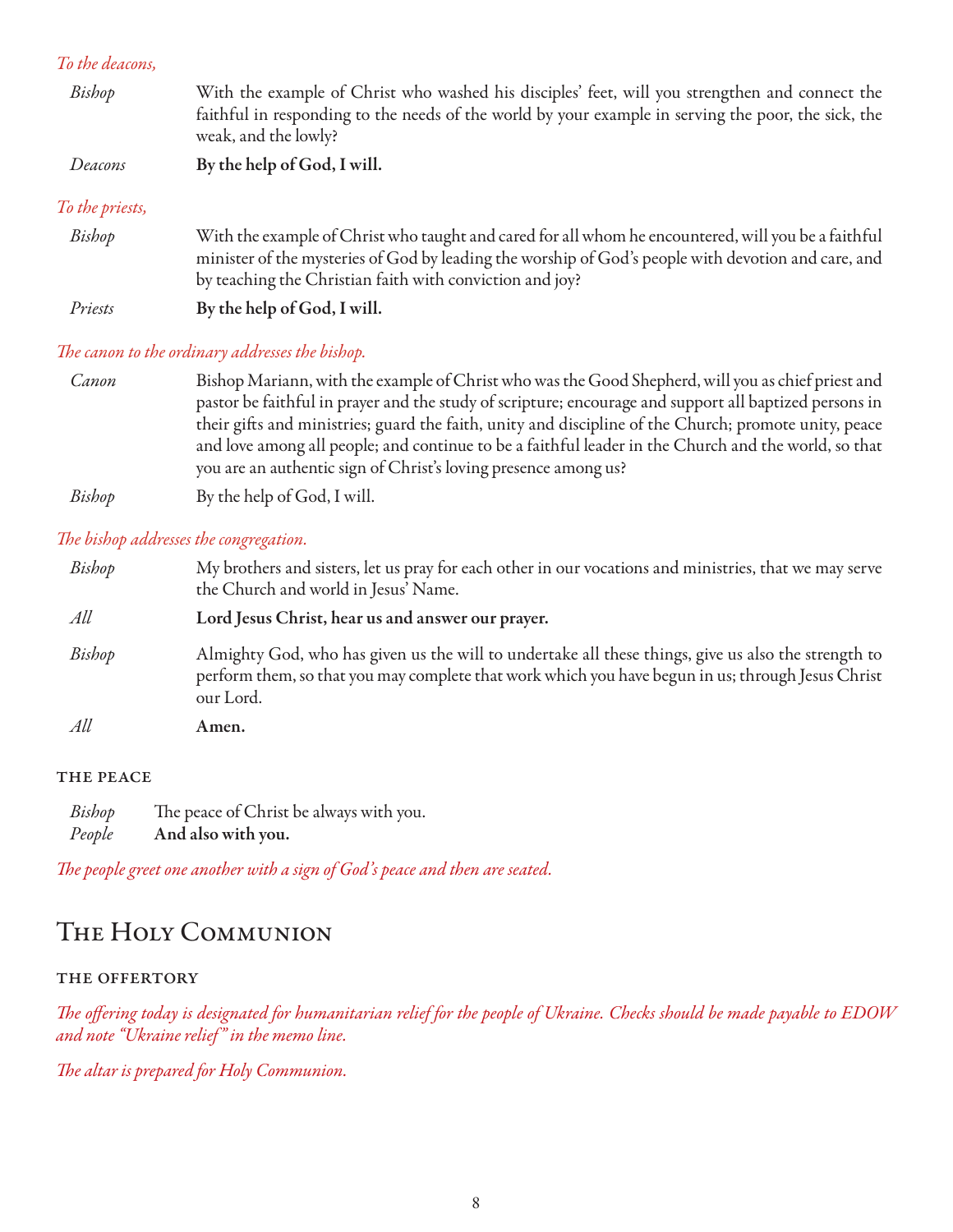*To the deacons,*

*Bishop* With the example of Christ who washed his disciples' feet, will you strengthen and connect the faithful in responding to the needs of the world by your example in serving the poor, the sick, the weak, and the lowly?

*Deacons* **By the help of God, I will.**

*To the priests,*

*Bishop* With the example of Christ who taught and cared for all whom he encountered, will you be a faithful minister of the mysteries of God by leading the worship of God's people with devotion and care, and by teaching the Christian faith with conviction and joy?

*Priests* **By the help of God, I will.**

*The canon to the ordinary addresses the bishop.*

*Canon* Bishop Mariann, with the example of Christ who was the Good Shepherd, will you as chief priest and pastor be faithful in prayer and the study of scripture; encourage and support all baptized persons in their gifts and ministries; guard the faith, unity and discipline of the Church; promote unity, peace and love among all people; and continue to be a faithful leader in the Church and the world, so that you are an authentic sign of Christ's loving presence among us?

*Bishop* By the help of God, I will.

*The bishop addresses the congregation.*

*Bishop* My brothers and sisters, let us pray for each other in our vocations and ministries, that we may serve the Church and world in Jesus' Name.

*All* **Lord Jesus Christ, hear us and answer our prayer.**

*Bishop* Almighty God, who has given us the will to undertake all these things, give us also the strength to perform them, so that you may complete that work which you have begun in us; through Jesus Christ our Lord.

*All* **Amen.**

### THE PEACE

*Bishop* The peace of Christ be always with you.
*People* **And also with you.**

*The people greet one another with a sign of God's peace and then are seated.*

## The Holy Communion

### THE OFFERTORY

*The offering today is designated for humanitarian relief for the people of Ukraine. Checks should be made payable to EDOW and note "Ukraine relief" in the memo line.*

*The altar is prepared for Holy Communion.*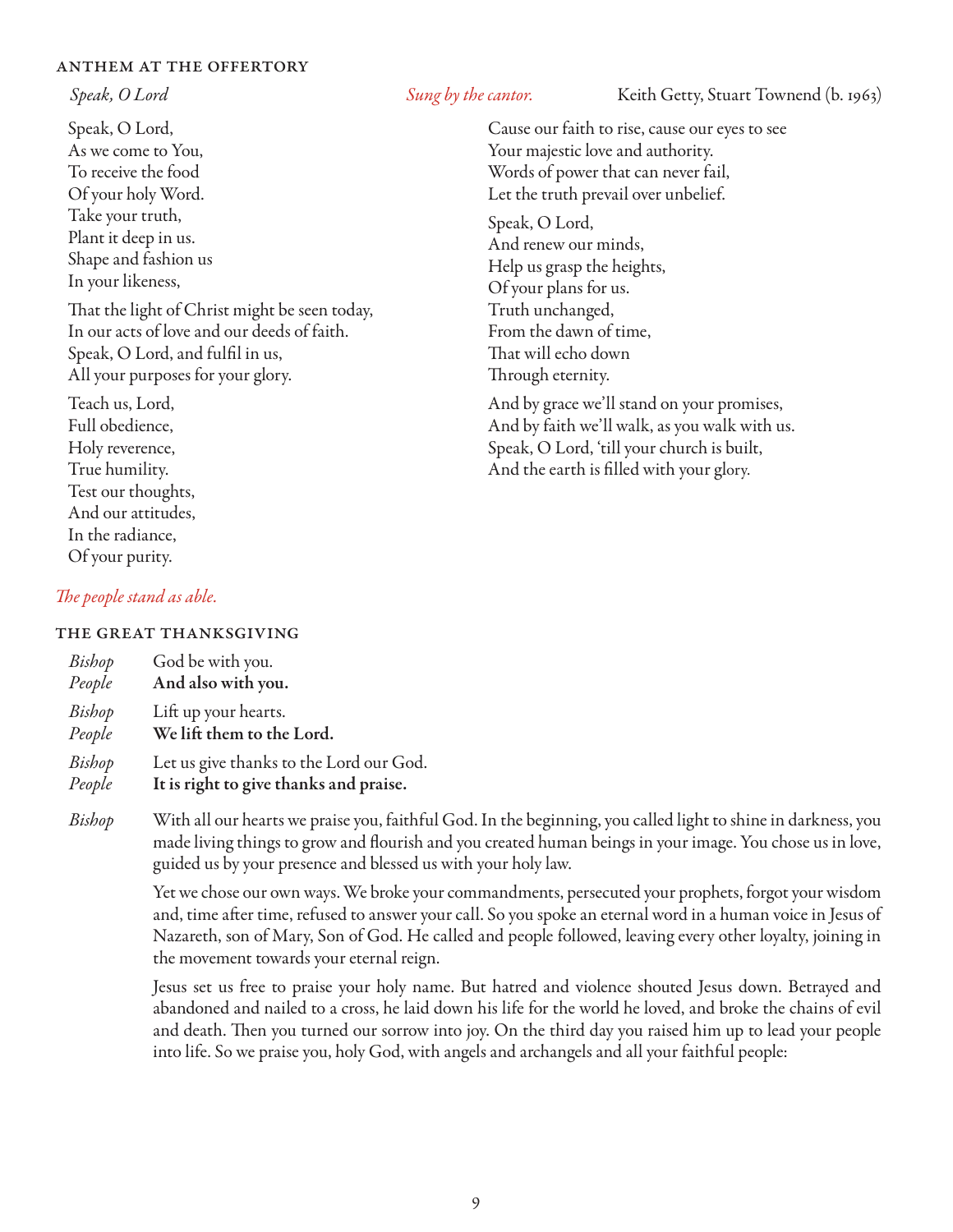## ANTHEM AT THE OFFERTORY

*Speak, O Lord* *Sung by the cantor.* Keith Getty, Stuart Townend (b. 1963)

Speak, O Lord,
As we come to You,
To receive the food
Of your holy Word.
Take your truth,
Plant it deep in us.
Shape and fashion us
In your likeness,

That the light of Christ might be seen today,
In our acts of love and our deeds of faith.
Speak, O Lord, and fulfil in us,
All your purposes for your glory.

Teach us, Lord,
Full obedience,
Holy reverence,
True humility.
Test our thoughts,
And our attitudes,
In the radiance,
Of your purity.

Cause our faith to rise, cause our eyes to see
Your majestic love and authority.
Words of power that can never fail,
Let the truth prevail over unbelief.

Speak, O Lord,
And renew our minds,
Help us grasp the heights,
Of your plans for us.
Truth unchanged,
From the dawn of time,
That will echo down
Through eternity.

And by grace we'll stand on your promises,
And by faith we'll walk, as you walk with us.
Speak, O Lord, 'till your church is built,
And the earth is filled with your glory.

*The people stand as able.*

## THE GREAT THANKSGIVING

*Bishop* God be with you.
*People* **And also with you.**

*Bishop* Lift up your hearts.
*People* **We lift them to the Lord.**

*Bishop* Let us give thanks to the Lord our God.
*People* **It is right to give thanks and praise.**

*Bishop* With all our hearts we praise you, faithful God. In the beginning, you called light to shine in darkness, you made living things to grow and flourish and you created human beings in your image. You chose us in love, guided us by your presence and blessed us with your holy law.

Yet we chose our own ways. We broke your commandments, persecuted your prophets, forgot your wisdom and, time after time, refused to answer your call. So you spoke an eternal word in a human voice in Jesus of Nazareth, son of Mary, Son of God. He called and people followed, leaving every other loyalty, joining in the movement towards your eternal reign.

Jesus set us free to praise your holy name. But hatred and violence shouted Jesus down. Betrayed and abandoned and nailed to a cross, he laid down his life for the world he loved, and broke the chains of evil and death. Then you turned our sorrow into joy. On the third day you raised him up to lead your people into life. So we praise you, holy God, with angels and archangels and all your faithful people: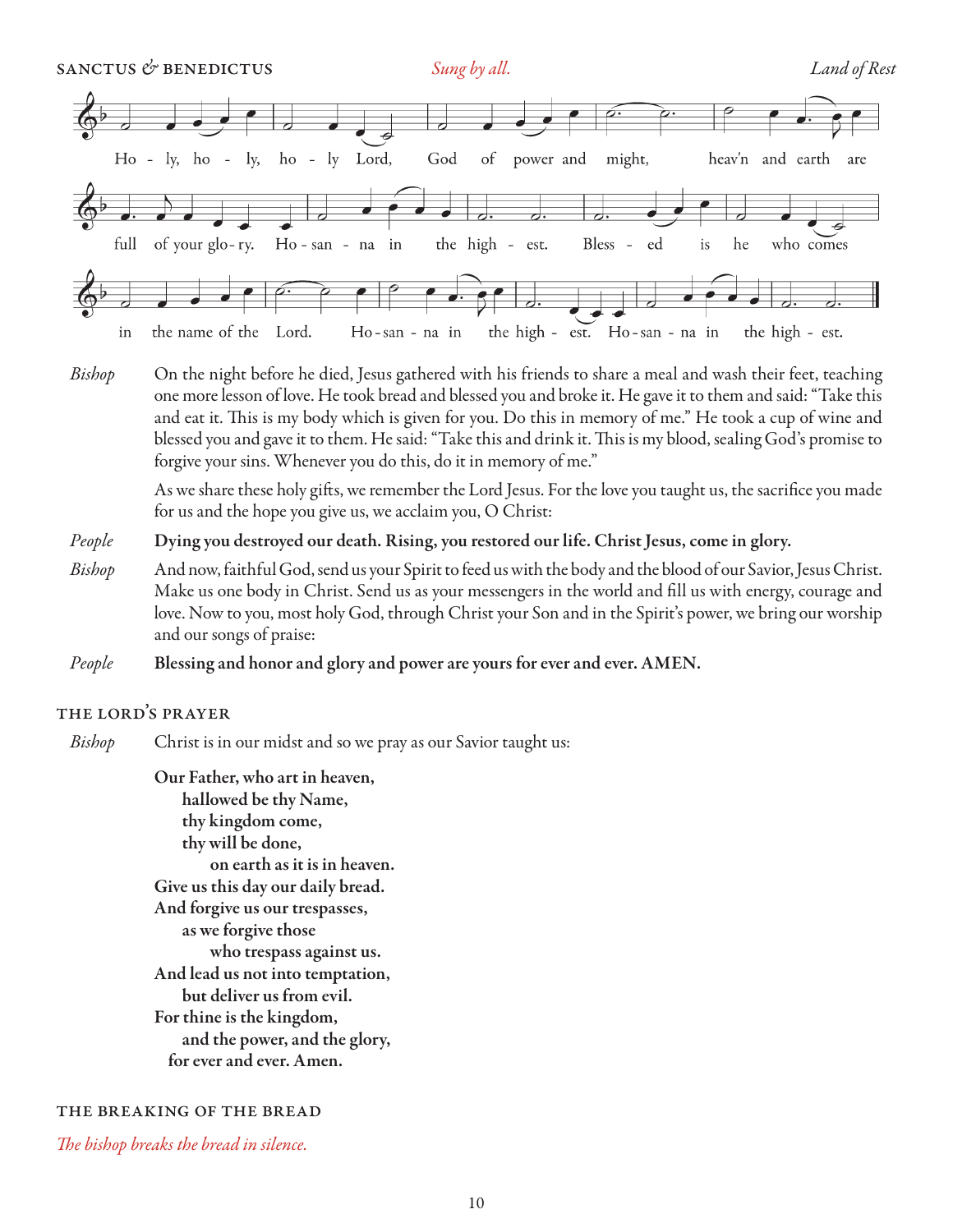## SANCTUS & BENEDICTUS

*Sung by all.* *Land of Rest*

Holy, holy, holy Lord, God of power and might, heav'n and earth are full of your glory. Hosanna in the highest. Blessed is he who comes in the name of the Lord. Hosanna in the highest. Hosanna in the highest.

*Bishop* On the night before he died, Jesus gathered with his friends to share a meal and wash their feet, teaching one more lesson of love. He took bread and blessed you and broke it. He gave it to them and said: "Take this and eat it. This is my body which is given for you. Do this in memory of me." He took a cup of wine and blessed you and gave it to them. He said: "Take this and drink it. This is my blood, sealing God's promise to forgive your sins. Whenever you do this, do it in memory of me."

As we share these holy gifts, we remember the Lord Jesus. For the love you taught us, the sacrifice you made for us and the hope you give us, we acclaim you, O Christ:

*People* **Dying you destroyed our death. Rising, you restored our life. Christ Jesus, come in glory.**

*Bishop* And now, faithful God, send us your Spirit to feed us with the body and the blood of our Savior, Jesus Christ. Make us one body in Christ. Send us as your messengers in the world and fill us with energy, courage and love. Now to you, most holy God, through Christ your Son and in the Spirit's power, we bring our worship and our songs of praise:

*People* **Blessing and honor and glory and power are yours for ever and ever. AMEN.**

## THE LORD'S PRAYER

*Bishop* Christ is in our midst and so we pray as our Savior taught us:

**Our Father, who art in heaven,**
**hallowed be thy Name,**
**thy kingdom come,**
**thy will be done,**
**on earth as it is in heaven.**
**Give us this day our daily bread.**
**And forgive us our trespasses,**
**as we forgive those**
**who trespass against us.**
**And lead us not into temptation,**
**but deliver us from evil.**
**For thine is the kingdom,**
**and the power, and the glory,**
**for ever and ever. Amen.**

## THE BREAKING OF THE BREAD

*The bishop breaks the bread in silence.*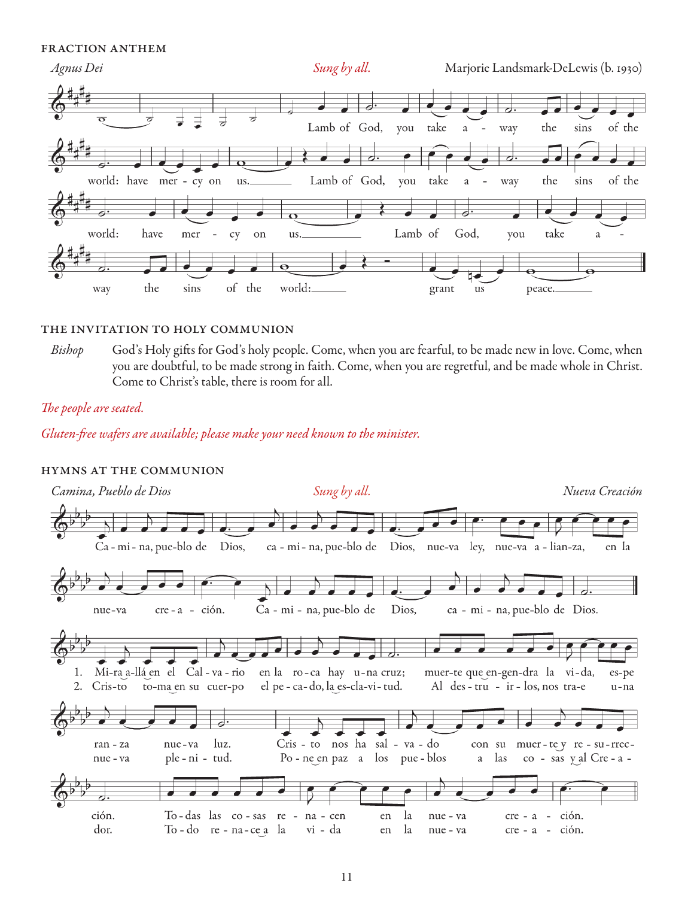## FRACTION ANTHEM

*Agnus Dei* — *Sung by all.* — Marjorie Landsmark-DeLewis (b. 1930)

Lamb of God, you take away the sins of the world: have mercy on us. Lamb of God, you take away the sins of the world: have mercy on us. Lamb of God, you take away the sins of the world: grant us peace.

## THE INVITATION TO HOLY COMMUNION

*Bishop* God's Holy gifts for God's holy people. Come, when you are fearful, to be made new in love. Come, when you are doubtful, to be made strong in faith. Come, when you are regretful, and be made whole in Christ. Come to Christ's table, there is room for all.

*The people are seated.*

*Gluten-free wafers are available; please make your need known to the minister.*

## HYMNS AT THE COMMUNION

*Camina, Pueblo de Dios* — *Sung by all.* — *Nueva Creación*

Ca-mi-na, pue-blo de Dios, ca-mi-na, pue-blo de Dios, nue-va ley, nue-va a-lian-za, en la nue-va cre-a-ción. Ca-mi-na, pue-blo de Dios, ca-mi-na, pue-blo de Dios.

1. Mi-ra a-llá en el Cal-va-rio en la ro-ca hay u-na cruz; muer-te que en-gen-dra la vi-da, es-pe-ran-za nue-va luz. Cris-to nos ha sal-va-do con su muer-te y re-su-rrec-ción. To-das las co-sas re-na-cen en la nue-va cre-a-ción.

2. Cris-to to-ma en su cuer-po el pe-ca-do, la es-cla-vi-tud. Al des-tru-ir-los, nos tra-e u-na nue-va ple-ni-tud. Po-ne en paz a los pue-blos a las co-sas y al Cre-a-dor. To-do re-na-ce a la vi-da en la nue-va cre-a-ción.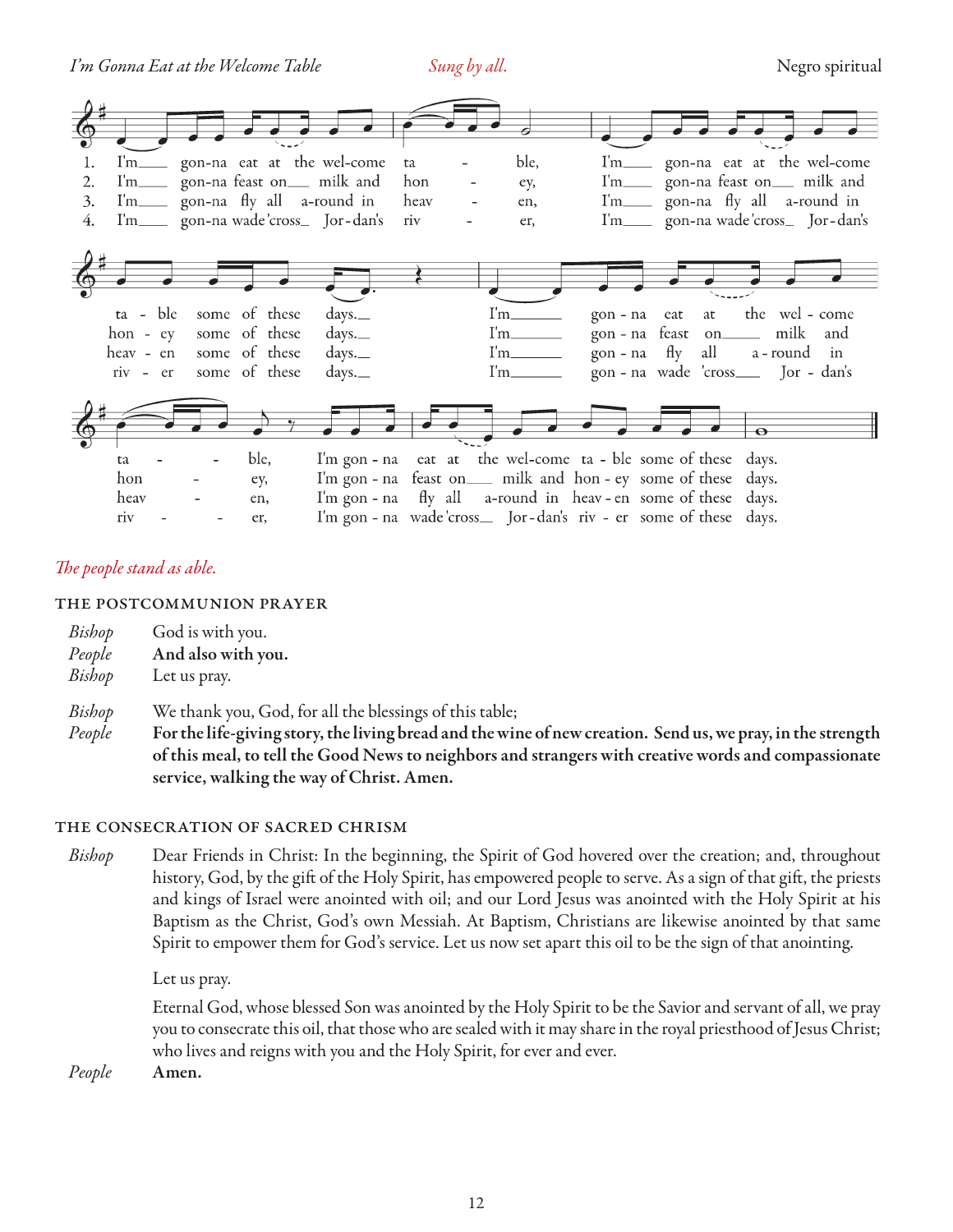*I'm Gonna Eat at the Welcome Table* *Sung by all.* Negro spiritual

1. I'm gon-na eat at the wel-come ta - ble, I'm gon-na eat at the wel-come ta - ble some of these days. I'm gon-na eat at the wel-come ta - ble, I'm gon-na eat at the wel-come ta - ble some of these days.
2. I'm gon-na feast on milk and hon - ey, I'm gon-na feast on milk and hon - ey some of these days. I'm gon-na feast on milk and hon - ey, I'm gon-na feast on milk and hon - ey some of these days.
3. I'm gon-na fly all a-round in heav - en, I'm gon-na fly all a-round in heav - en some of these days. I'm gon-na fly all a-round in heav - en, I'm gon-na fly all a-round in heav - en some of these days.
4. I'm gon-na wade 'cross Jor-dan's riv - er, I'm gon-na wade 'cross Jor-dan's riv - er some of these days. I'm gon-na wade 'cross Jor-dan's riv - er, I'm gon-na wade 'cross Jor-dan's riv - er some of these days.

*The people stand as able.*

## THE POSTCOMMUNION PRAYER

*Bishop* God is with you.
*People* **And also with you.**
*Bishop* Let us pray.

*Bishop* We thank you, God, for all the blessings of this table;
*People* **For the life-giving story, the living bread and the wine of new creation. Send us, we pray, in the strength of this meal, to tell the Good News to neighbors and strangers with creative words and compassionate service, walking the way of Christ. Amen.**

## THE CONSECRATION OF SACRED CHRISM

*Bishop* Dear Friends in Christ: In the beginning, the Spirit of God hovered over the creation; and, throughout history, God, by the gift of the Holy Spirit, has empowered people to serve. As a sign of that gift, the priests and kings of Israel were anointed with oil; and our Lord Jesus was anointed with the Holy Spirit at his Baptism as the Christ, God's own Messiah. At Baptism, Christians are likewise anointed by that same Spirit to empower them for God's service. Let us now set apart this oil to be the sign of that anointing.

Let us pray.

Eternal God, whose blessed Son was anointed by the Holy Spirit to be the Savior and servant of all, we pray you to consecrate this oil, that those who are sealed with it may share in the royal priesthood of Jesus Christ; who lives and reigns with you and the Holy Spirit, for ever and ever.

*People* **Amen.**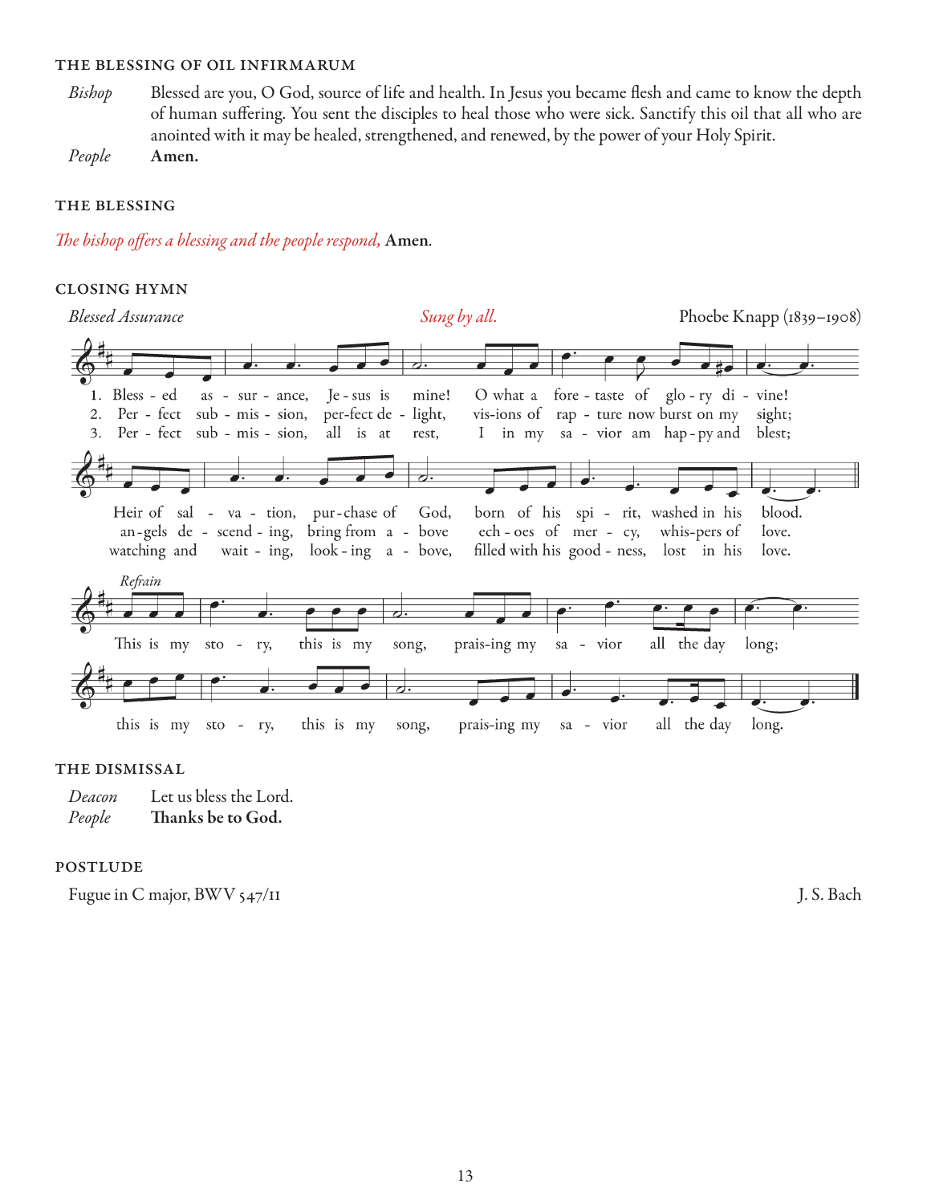### THE BLESSING OF OIL INFIRMARUM

*Bishop* Blessed are you, O God, source of life and health. In Jesus you became flesh and came to know the depth of human suffering. You sent the disciples to heal those who were sick. Sanctify this oil that all who are anointed with it may be healed, strengthened, and renewed, by the power of your Holy Spirit.

*People* **Amen.**

### THE BLESSING

*The bishop offers a blessing and the people respond,* **Amen.**

### CLOSING HYMN

*Blessed Assurance* *Sung by all.* Phoebe Knapp (1839–1908)

1. Bless - ed as - sur - ance, Je - sus is mine! O what a fore - taste of glo - ry di - vine! Heir of sal - va - tion, pur - chase of God, born of his spi - rit, washed in his blood.
2. Per - fect sub - mis - sion, per - fect de - light, vis - ions of rap - ture now burst on my sight; an - gels de - scend - ing, bring from a - bove ech - oes of mer - cy, whis - pers of love.
3. Per - fect sub - mis - sion, all is at rest, I in my sa - vior am hap - py and blest; watching and wait - ing, look - ing a - bove, filled with his good - ness, lost in his love.

*Refrain*
This is my sto - ry, this is my song, prais - ing my sa - vior all the day long; this is my sto - ry, this is my song, prais - ing my sa - vior all the day long.

### THE DISMISSAL

*Deacon* Let us bless the Lord.

*People* **Thanks be to God.**

### POSTLUDE

Fugue in C major, BWV 547/II J. S. Bach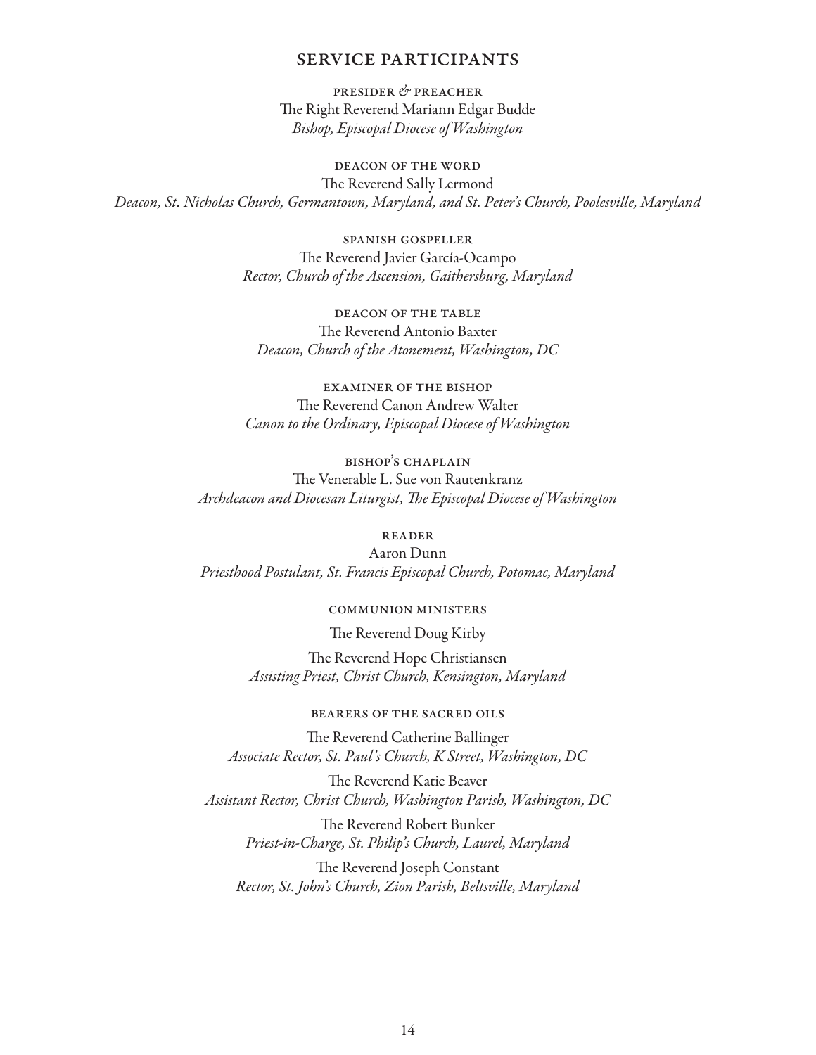## SERVICE PARTICIPANTS

PRESIDER & PREACHER
The Right Reverend Mariann Edgar Budde
*Bishop, Episcopal Diocese of Washington*

DEACON OF THE WORD
The Reverend Sally Lermond
*Deacon, St. Nicholas Church, Germantown, Maryland, and St. Peter's Church, Poolesville, Maryland*

SPANISH GOSPELLER
The Reverend Javier García-Ocampo
*Rector, Church of the Ascension, Gaithersburg, Maryland*

DEACON OF THE TABLE
The Reverend Antonio Baxter
*Deacon, Church of the Atonement, Washington, DC*

EXAMINER OF THE BISHOP
The Reverend Canon Andrew Walter
*Canon to the Ordinary, Episcopal Diocese of Washington*

BISHOP'S CHAPLAIN
The Venerable L. Sue von Rautenkranz
*Archdeacon and Diocesan Liturgist, The Episcopal Diocese of Washington*

READER
Aaron Dunn
*Priesthood Postulant, St. Francis Episcopal Church, Potomac, Maryland*

COMMUNION MINISTERS

The Reverend Doug Kirby

The Reverend Hope Christiansen
*Assisting Priest, Christ Church, Kensington, Maryland*

BEARERS OF THE SACRED OILS

The Reverend Catherine Ballinger
*Associate Rector, St. Paul's Church, K Street, Washington, DC*

The Reverend Katie Beaver
*Assistant Rector, Christ Church, Washington Parish, Washington, DC*

The Reverend Robert Bunker
*Priest-in-Charge, St. Philip's Church, Laurel, Maryland*

The Reverend Joseph Constant
*Rector, St. John's Church, Zion Parish, Beltsville, Maryland*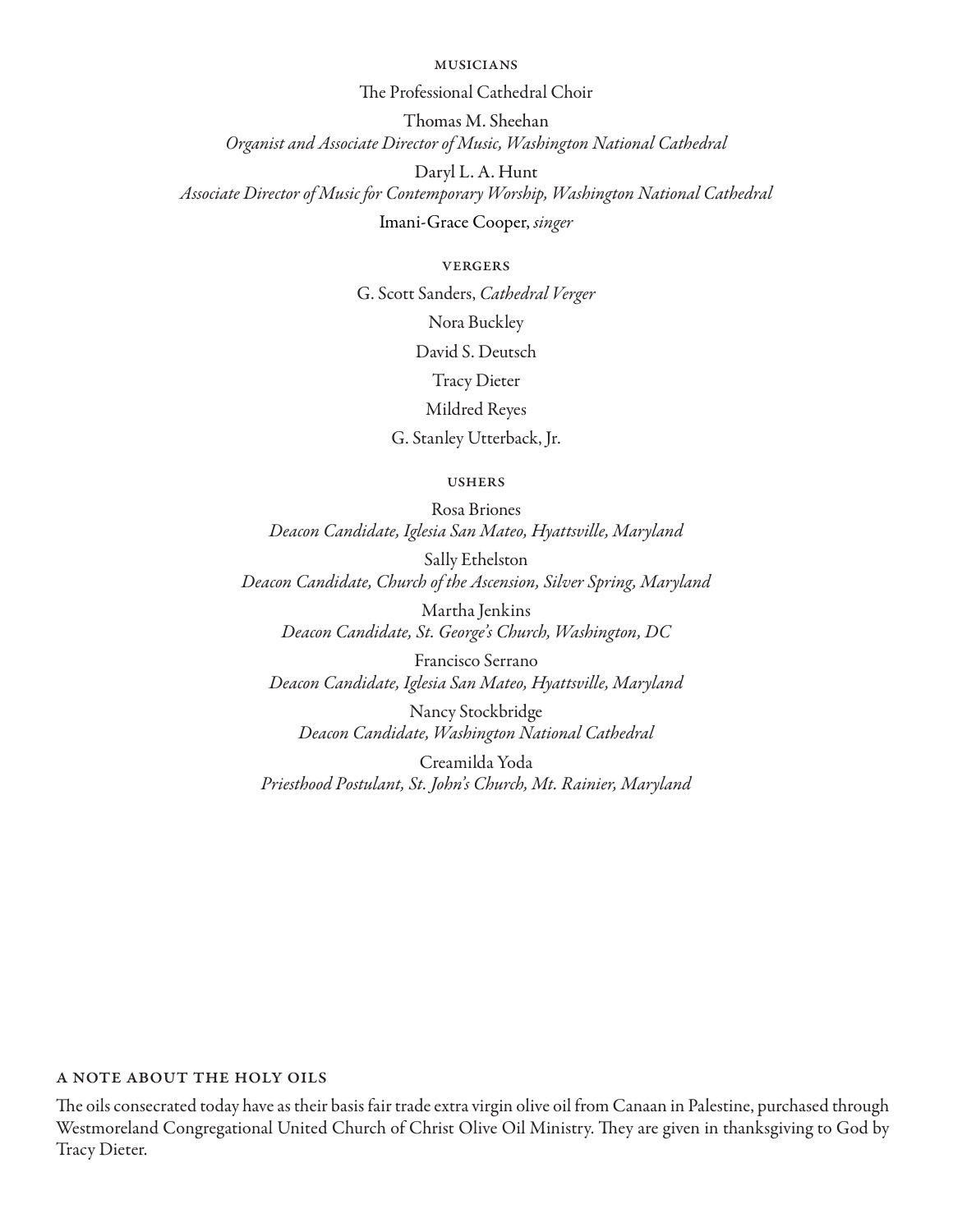## MUSICIANS

The Professional Cathedral Choir

Thomas M. Sheehan
*Organist and Associate Director of Music, Washington National Cathedral*

Daryl L. A. Hunt
*Associate Director of Music for Contemporary Worship, Washington National Cathedral*

Imani-Grace Cooper, *singer*

## VERGERS

G. Scott Sanders, *Cathedral Verger*

Nora Buckley

David S. Deutsch

Tracy Dieter

Mildred Reyes

G. Stanley Utterback, Jr.

## USHERS

Rosa Briones
*Deacon Candidate, Iglesia San Mateo, Hyattsville, Maryland*

Sally Ethelston
*Deacon Candidate, Church of the Ascension, Silver Spring, Maryland*

Martha Jenkins
*Deacon Candidate, St. George's Church, Washington, DC*

Francisco Serrano
*Deacon Candidate, Iglesia San Mateo, Hyattsville, Maryland*

Nancy Stockbridge
*Deacon Candidate, Washington National Cathedral*

Creamilda Yoda
*Priesthood Postulant, St. John's Church, Mt. Rainier, Maryland*

## A NOTE ABOUT THE HOLY OILS

The oils consecrated today have as their basis fair trade extra virgin olive oil from Canaan in Palestine, purchased through Westmoreland Congregational United Church of Christ Olive Oil Ministry. They are given in thanksgiving to God by Tracy Dieter.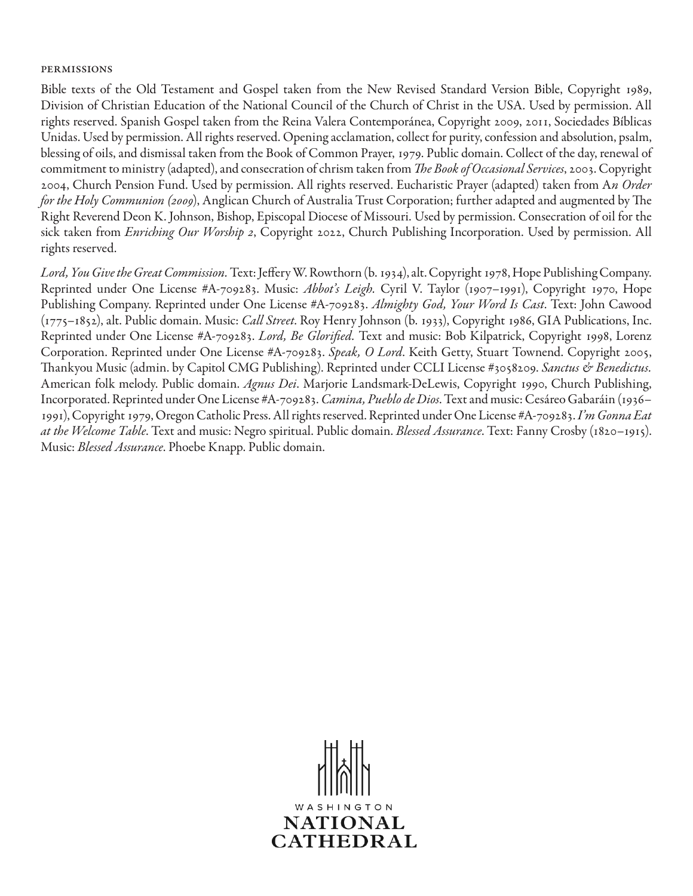## permissions

Bible texts of the Old Testament and Gospel taken from the New Revised Standard Version Bible, Copyright 1989, Division of Christian Education of the National Council of the Church of Christ in the USA. Used by permission. All rights reserved. Spanish Gospel taken from the Reina Valera Contemporánea, Copyright 2009, 2011, Sociedades Bíblicas Unidas. Used by permission. All rights reserved. Opening acclamation, collect for purity, confession and absolution, psalm, blessing of oils, and dismissal taken from the Book of Common Prayer, 1979. Public domain. Collect of the day, renewal of commitment to ministry (adapted), and consecration of chrism taken from *The Book of Occasional Services*, 2003. Copyright 2004, Church Pension Fund. Used by permission. All rights reserved. Eucharistic Prayer (adapted) taken from A*n Order for the Holy Communion (2009*), Anglican Church of Australia Trust Corporation; further adapted and augmented by The Right Reverend Deon K. Johnson, Bishop, Episcopal Diocese of Missouri. Used by permission. Consecration of oil for the sick taken from *Enriching Our Worship 2*, Copyright 2022, Church Publishing Incorporation. Used by permission. All rights reserved.

*Lord, You Give the Great Commission*. Text: Jeffery W. Rowthorn (b. 1934), alt. Copyright 1978, Hope Publishing Company. Reprinted under One License #A-709283. Music: *Abbot's Leigh*. Cyril V. Taylor (1907–1991), Copyright 1970, Hope Publishing Company. Reprinted under One License #A-709283. *Almighty God, Your Word Is Cast*. Text: John Cawood (1775–1852), alt. Public domain. Music: *Call Street*. Roy Henry Johnson (b. 1933), Copyright 1986, GIA Publications, Inc. Reprinted under One License #A-709283. *Lord, Be Glorified.* Text and music: Bob Kilpatrick, Copyright 1998, Lorenz Corporation. Reprinted under One License #A-709283. *Speak, O Lord*. Keith Getty, Stuart Townend. Copyright 2005, Thankyou Music (admin. by Capitol CMG Publishing). Reprinted under CCLI License #3058209. *Sanctus & Benedictus*. American folk melody. Public domain. *Agnus Dei*. Marjorie Landsmark-DeLewis, Copyright 1990, Church Publishing, Incorporated. Reprinted under One License #A-709283. *Camina, Pueblo de Dios*. Text and music: Cesáreo Gabaráin (1936–1991), Copyright 1979, Oregon Catholic Press. All rights reserved. Reprinted under One License #A-709283. *I'm Gonna Eat at the Welcome Table*. Text and music: Negro spiritual. Public domain. *Blessed Assurance*. Text: Fanny Crosby (1820–1915). Music: *Blessed Assurance*. Phoebe Knapp. Public domain.

WASHINGTON
NATIONAL
CATHEDRAL